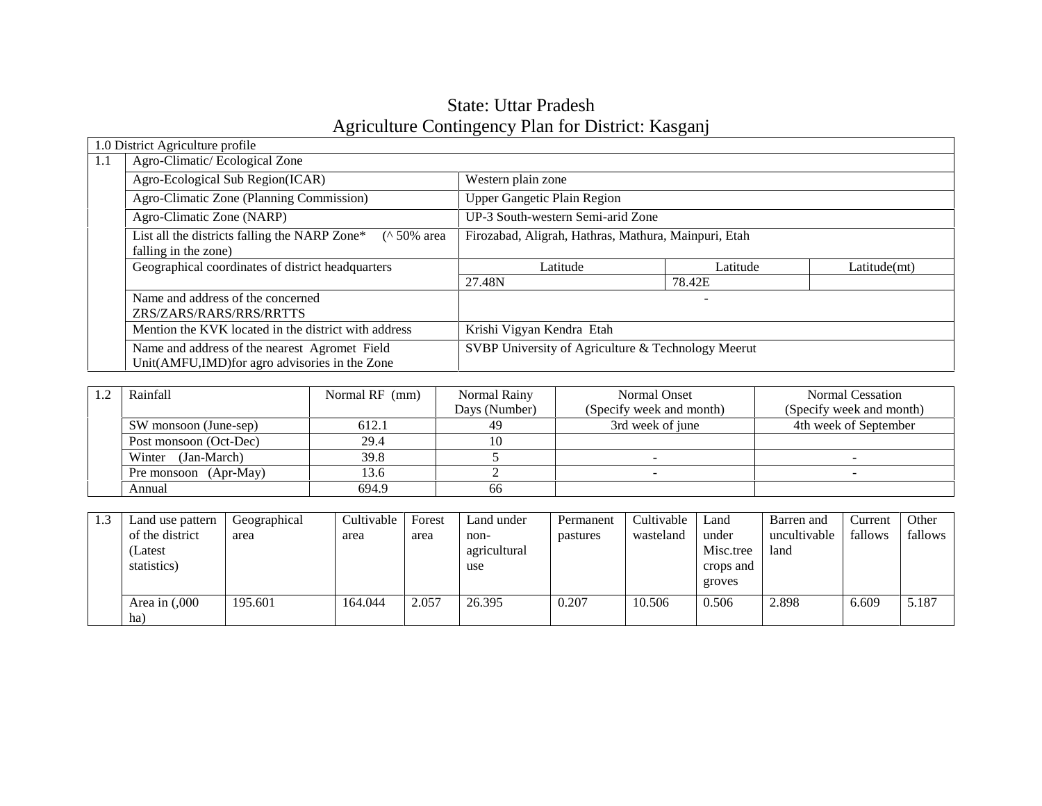# State: Uttar Pradesh
## Agriculture Contingency Plan for District: Kasganj

| 1.0 District Agriculture profile | | | | |
|---|---|---|---|---|
| 1.1 | Agro-Climatic/ Ecological Zone | | | |
| | Agro-Ecological Sub Region(ICAR) | Western plain zone | | |
| | Agro-Climatic Zone (Planning Commission) | Upper Gangetic Plain Region | | |
| | Agro-Climatic Zone (NARP) | UP-3 South-western Semi-arid Zone | | |
| | List all the districts falling the NARP Zone* (^ 50% area falling in the zone) | Firozabad, Aligrah, Hathras, Mathura, Mainpuri, Etah | | |
| | Geographical coordinates of district headquarters | Latitude | Latitude | Latitude(mt) |
| | | 27.48N | 78.42E | |
| | Name and address of the concerned ZRS/ZARS/RARS/RRS/RRTTS | - | | |
| | Mention the KVK located in the district with address | Krishi Vigyan Kendra Etah | | |
| | Name and address of the nearest Agromet Field Unit(AMFU,IMD)for agro advisories in the Zone | SVBP University of Agriculture & Technology Meerut | | |

| 1.2 | Rainfall | Normal RF (mm) | Normal Rainy Days (Number) | Normal Onset (Specify week and month) | Normal Cessation (Specify week and month) |
|---|---|---|---|---|---|
| | SW monsoon (June-sep) | 612.1 | 49 | 3rd week of june | 4th week of September |
| | Post monsoon (Oct-Dec) | 29.4 | 10 | | |
| | Winter (Jan-March) | 39.8 | 5 | - | - |
| | Pre monsoon (Apr-May) | 13.6 | 2 | - | - |
| | Annual | 694.9 | 66 | | |

| 1.3 | Land use pattern of the district (Latest statistics) | Geographical area | Cultivable area | Forest area | Land under non-agricultural use | Permanent pastures | Cultivable wasteland | Land under Misc.tree crops and groves | Barren and uncultivable land | Current fallows | Other fallows |
|---|---|---|---|---|---|---|---|---|---|---|---|
| | Area in (,000 ha) | 195.601 | 164.044 | 2.057 | 26.395 | 0.207 | 10.506 | 0.506 | 2.898 | 6.609 | 5.187 |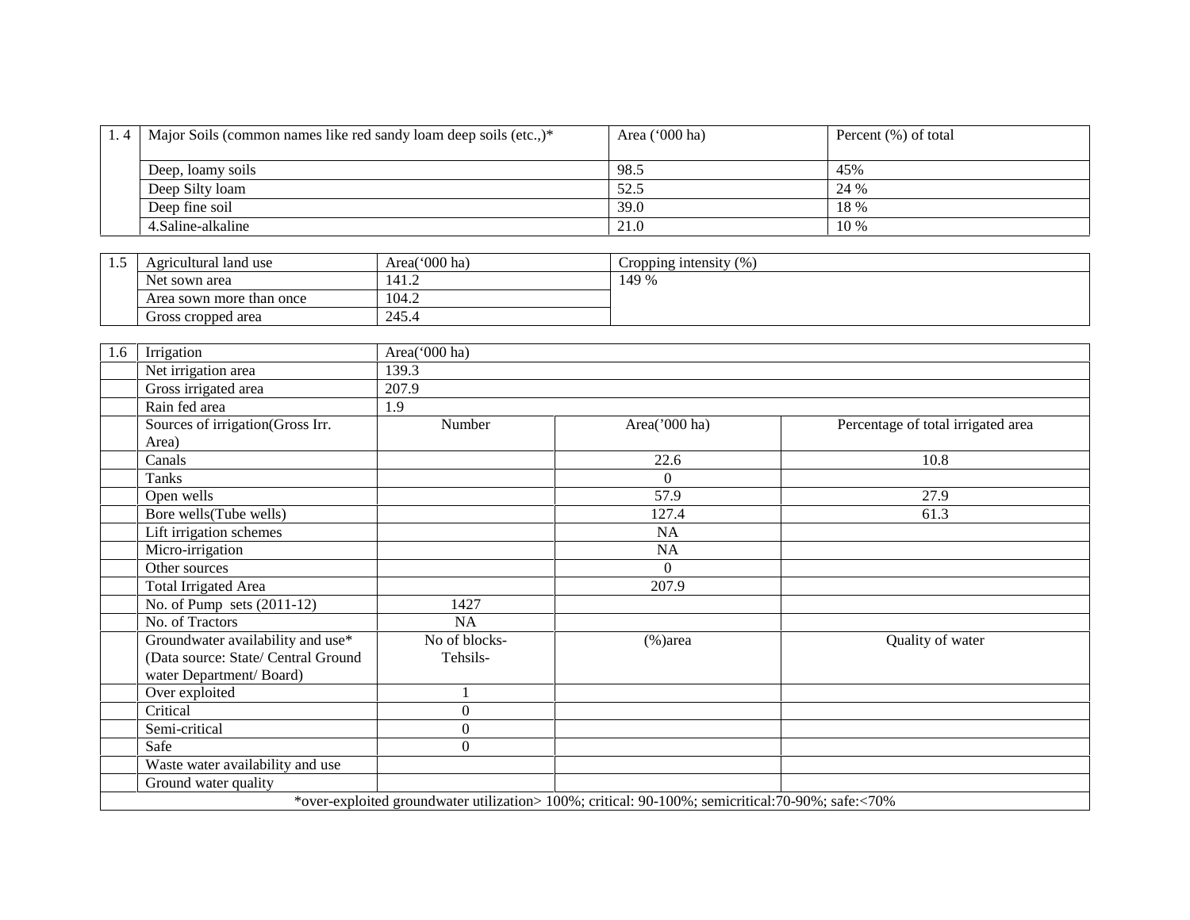| 1. 4 | Major Soils (common names like red sandy loam deep soils (etc.,)* | Area ('000 ha) | Percent (%) of total |
|---|---|---|---|
| | Deep, loamy soils | 98.5 | 45% |
| | Deep Silty loam | 52.5 | 24 % |
| | Deep fine soil | 39.0 | 18 % |
| | 4.Saline-alkaline | 21.0 | 10 % |

| 1.5 | Agricultural land use | Area('000 ha) | Cropping intensity (%) |
|---|---|---|---|
| | Net sown area | 141.2 | 149 % |
| | Area sown more than once | 104.2 | |
| | Gross cropped area | 245.4 | |

| 1.6 | Irrigation | Area('000 ha) | | |
|---|---|---|---|---|
| | Net irrigation area | 139.3 | | |
| | Gross irrigated area | 207.9 | | |
| | Rain fed area | 1.9 | | |
| | Sources of irrigation(Gross Irr. Area) | Number | Area('000 ha) | Percentage of total irrigated area |
| | Canals | | 22.6 | 10.8 |
| | Tanks | | 0 | |
| | Open wells | | 57.9 | 27.9 |
| | Bore wells(Tube wells) | | 127.4 | 61.3 |
| | Lift irrigation schemes | | NA | |
| | Micro-irrigation | | NA | |
| | Other sources | | 0 | |
| | Total Irrigated Area | | 207.9 | |
| | No. of Pump sets (2011-12) | 1427 | | |
| | No. of Tractors | NA | | |
| | Groundwater availability and use* (Data source: State/ Central Ground water Department/ Board) | No of blocks-Tehsils- | (%)area | Quality of water |
| | Over exploited | 1 | | |
| | Critical | 0 | | |
| | Semi-critical | 0 | | |
| | Safe | 0 | | |
| | Waste water availability and use | | | |
| | Ground water quality | | | |

*over-exploited groundwater utilization> 100%; critical: 90-100%; semicritical:70-90%; safe:<70%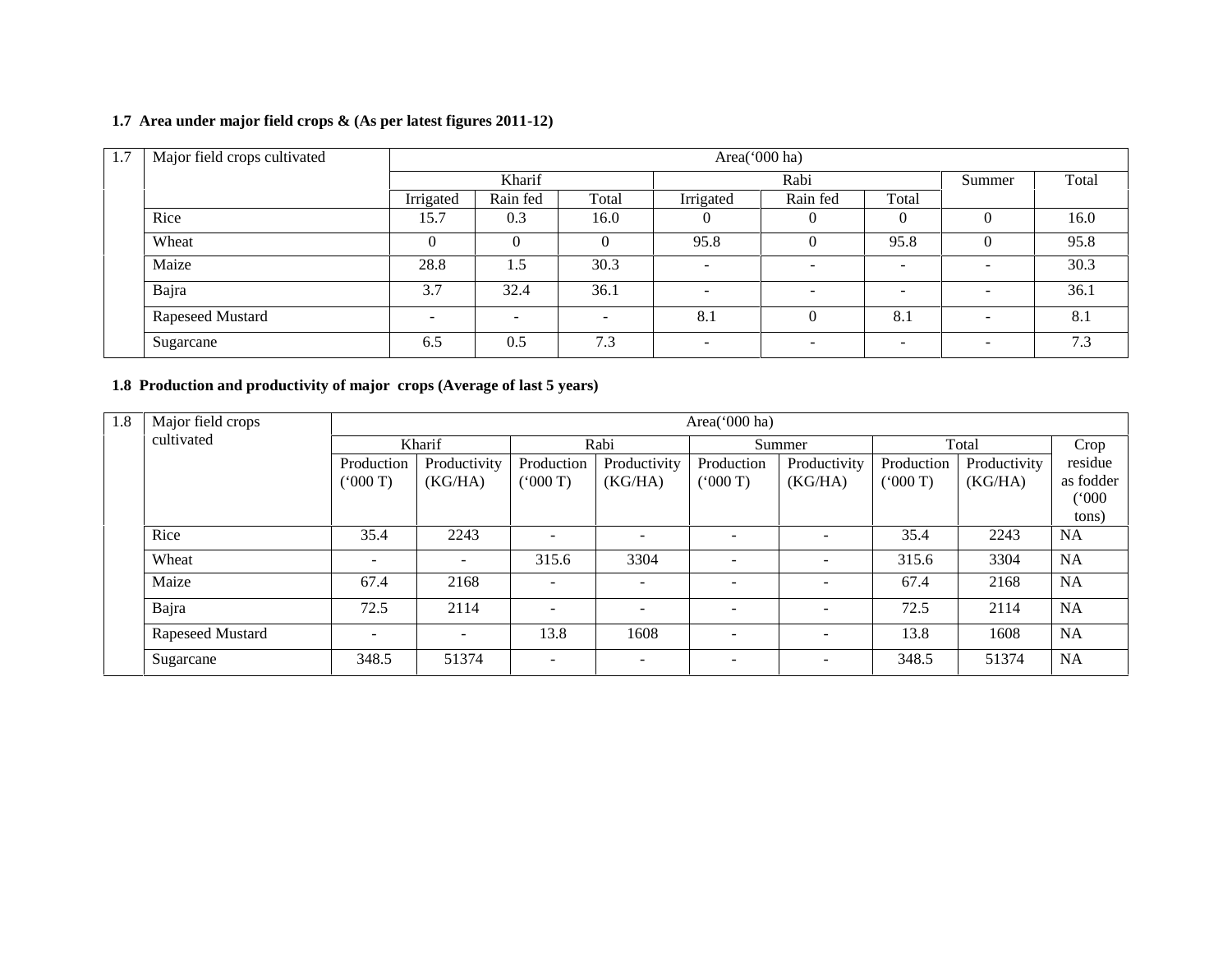**1.7 Area under major field crops & (As per latest figures 2011-12)**

| 1.7 | Major field crops cultivated | Area('000 ha) | | | | | | | |
|---|---|---|---|---|---|---|---|---|---|
| | | Kharif | | | Rabi | | | Summer | Total |
| | | Irrigated | Rain fed | Total | Irrigated | Rain fed | Total | | |
| | Rice | 15.7 | 0.3 | 16.0 | 0 | 0 | 0 | 0 | 16.0 |
| | Wheat | 0 | 0 | 0 | 95.8 | 0 | 95.8 | 0 | 95.8 |
| | Maize | 28.8 | 1.5 | 30.3 | - | - | - | - | 30.3 |
| | Bajra | 3.7 | 32.4 | 36.1 | - | - | - | - | 36.1 |
| | Rapeseed Mustard | - | - | - | 8.1 | 0 | 8.1 | - | 8.1 |
| | Sugarcane | 6.5 | 0.5 | 7.3 | - | - | - | - | 7.3 |

**1.8 Production and productivity of major crops (Average of last 5 years)**

| 1.8 | Major field crops cultivated | Area('000 ha) | | | | | | | | |
|---|---|---|---|---|---|---|---|---|---|---|
| | | Kharif | | Rabi | | Summer | | Total | | Crop residue as fodder ('000 tons) |
| | | Production ('000 T) | Productivity (KG/HA) | Production ('000 T) | Productivity (KG/HA) | Production ('000 T) | Productivity (KG/HA) | Production ('000 T) | Productivity (KG/HA) | |
| | Rice | 35.4 | 2243 | - | - | - | - | 35.4 | 2243 | NA |
| | Wheat | - | - | 315.6 | 3304 | - | - | 315.6 | 3304 | NA |
| | Maize | 67.4 | 2168 | - | - | - | - | 67.4 | 2168 | NA |
| | Bajra | 72.5 | 2114 | - | - | - | - | 72.5 | 2114 | NA |
| | Rapeseed Mustard | - | - | 13.8 | 1608 | - | - | 13.8 | 1608 | NA |
| | Sugarcane | 348.5 | 51374 | - | - | - | - | 348.5 | 51374 | NA |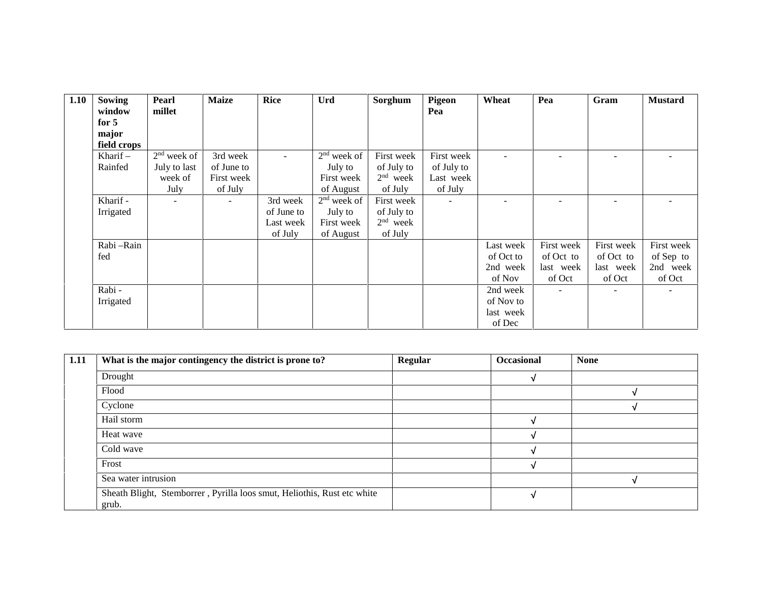| 1.10 | Sowing window for 5 major field crops | Pearl millet | Maize | Rice | Urd | Sorghum | Pigeon Pea | Wheat | Pea | Gram | Mustard |
|---|---|---|---|---|---|---|---|---|---|---|---|
| | Kharif – Rainfed | 2nd week of July to last week of July | 3rd week of June to First week of July | - | 2nd week of July to First week of August | First week of July to 2nd week of July | First week of July to Last week of July | - | - | - | - |
| | Kharif - Irrigated | - | - | 3rd week of June to Last week of July | 2nd week of July to First week of August | First week of July to 2nd week of July | - | - | - | - | - |
| | Rabi –Rain fed | | | | | | | Last week of Oct to 2nd week of Nov | First week of Oct to last week of Oct | First week of Oct to last week of Oct | First week of Sep to 2nd week of Oct |
| | Rabi - Irrigated | | | | | | | 2nd week of Nov to last week of Dec | - | - | - |

| 1.11 | What is the major contingency the district is prone to? | Regular | Occasional | None |
|---|---|---|---|---|
| | Drought | | √ | |
| | Flood | | | √ |
| | Cyclone | | | √ |
| | Hail storm | | √ | |
| | Heat wave | | √ | |
| | Cold wave | | √ | |
| | Frost | | √ | |
| | Sea water intrusion | | | √ |
| | Sheath Blight, Stemborrer , Pyrilla loos smut, Heliothis, Rust etc white grub. | | √ | |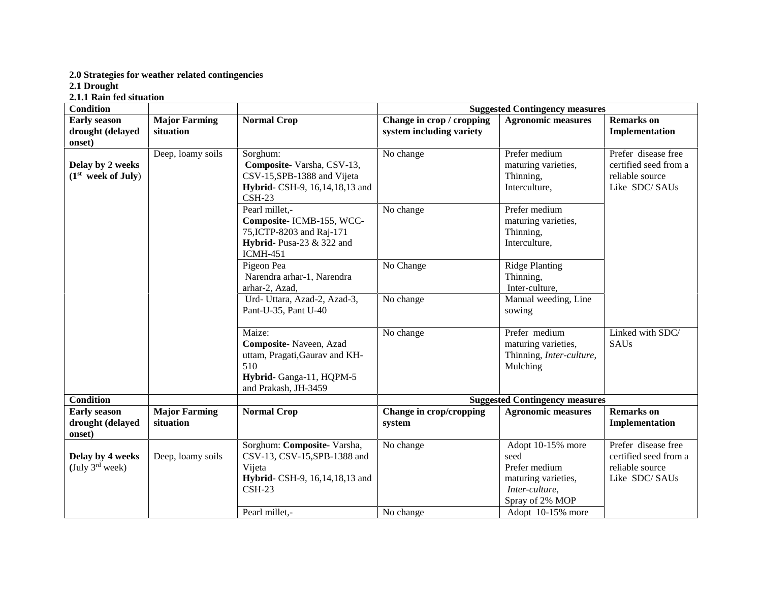**2.0 Strategies for weather related contingencies**

**2.1 Drought**

**2.1.1 Rain fed situation**

| Condition | | | Suggested Contingency measures | | |
|---|---|---|---|---|---|
| **Early season drought (delayed onset)** | **Major Farming situation** | **Normal Crop** | **Change in crop / cropping system including variety** | **Agronomic measures** | **Remarks on Implementation** |
| **Delay by 2 weeks (1st week of July)** | Deep, loamy soils | Sorghum: **Composite-** Varsha, CSV-13, CSV-15,SPB-1388 and Vijeta **Hybrid-** CSH-9, 16,14,18,13 and CSH-23 | No change | Prefer medium maturing varieties, Thinning, Interculture, | Prefer disease free certified seed from a reliable source Like SDC/ SAUs |
| | | Pearl millet,- **Composite-** ICMB-155, WCC-75,ICTP-8203 and Raj-171 **Hybrid-** Pusa-23 & 322 and ICMH-451 | No change | Prefer medium maturing varieties, Thinning, Interculture, | |
| | | Pigeon Pea Narendra arhar-1, Narendra arhar-2, Azad, | No Change | Ridge Planting Thinning, Inter-culture, | |
| | | Urd- Uttara, Azad-2, Azad-3, Pant-U-35, Pant U-40 | No change | Manual weeding, Line sowing | |
| | | Maize: **Composite-** Naveen, Azad uttam, Pragati,Gaurav and KH-510 **Hybrid-** Ganga-11, HQPM-5 and Prakash, JH-3459 | No change | Prefer medium maturing varieties, Thinning, *Inter-culture*, Mulching | Linked with SDC/ SAUs |
| **Condition** | | | **Suggested Contingency measures** | | |
| **Early season drought (delayed onset)** | **Major Farming situation** | **Normal Crop** | **Change in crop/cropping system** | **Agronomic measures** | **Remarks on Implementation** |
| **Delay by 4 weeks (**July 3rd week) | Deep, loamy soils | Sorghum: **Composite-** Varsha, CSV-13, CSV-15,SPB-1388 and Vijeta **Hybrid-** CSH-9, 16,14,18,13 and CSH-23 | No change | Adopt 10-15% more seed Prefer medium maturing varieties, *Inter-culture*, Spray of 2% MOP | Prefer disease free certified seed from a reliable source Like SDC/ SAUs |
| | | Pearl millet,- | No change | Adopt 10-15% more | |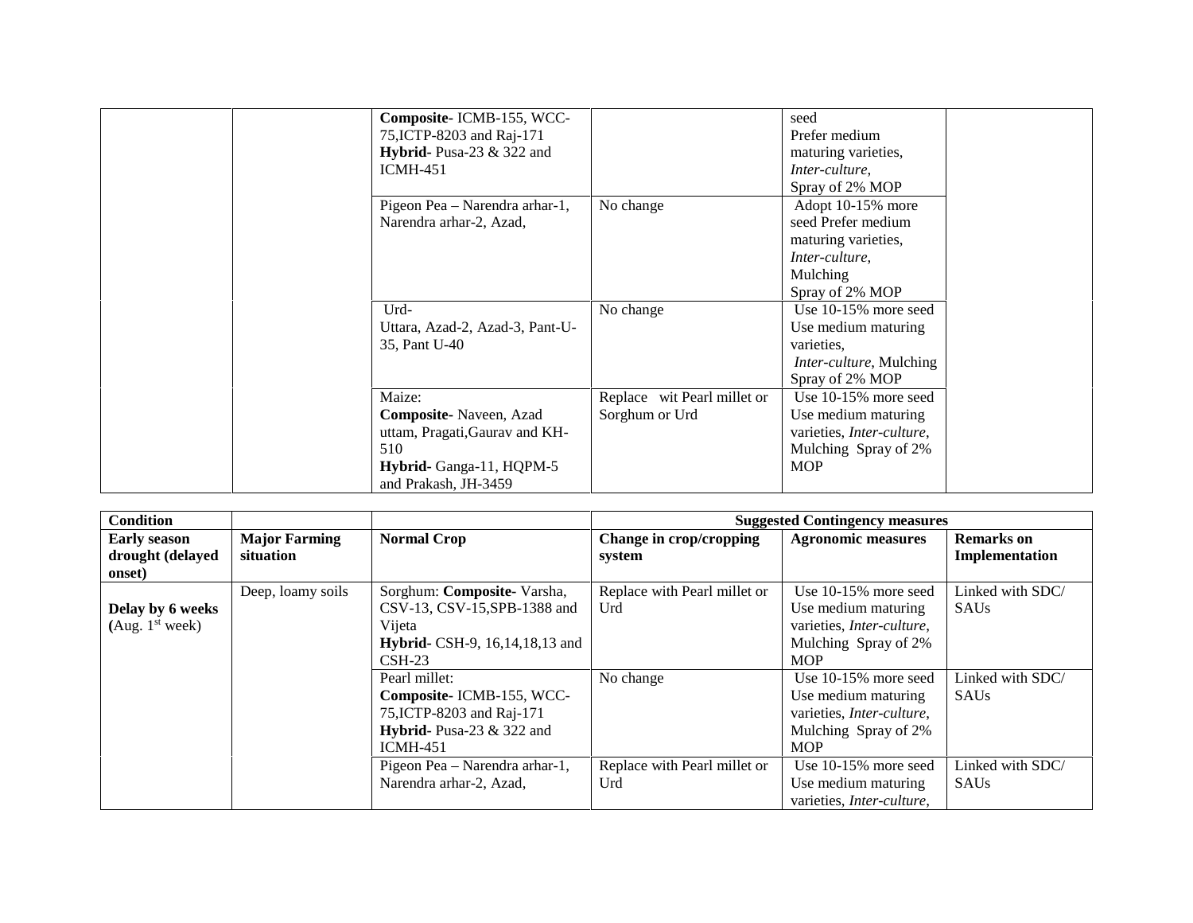| | | | | | |
|---|---|---|---|---|---|
| | | **Composite**- ICMB-155, WCC-75,ICTP-8203 and Raj-171 **Hybrid**- Pusa-23 & 322 and ICMH-451 | | seed Prefer medium maturing varieties, *Inter-culture*, Spray of 2% MOP | |
| | | Pigeon Pea – Narendra arhar-1, Narendra arhar-2, Azad, | No change | Adopt 10-15% more seed Prefer medium maturing varieties, *Inter-culture*, Mulching Spray of 2% MOP | |
| | | Urd- Uttara, Azad-2, Azad-3, Pant-U-35, Pant U-40 | No change | Use 10-15% more seed Use medium maturing varieties, *Inter-culture*, Mulching Spray of 2% MOP | |
| | | Maize: **Composite**- Naveen, Azad uttam, Pragati,Gaurav and KH-510 **Hybrid**- Ganga-11, HQPM-5 and Prakash, JH-3459 | Replace wit Pearl millet or Sorghum or Urd | Use 10-15% more seed Use medium maturing varieties, *Inter-culture*, Mulching Spray of 2% MOP | |

| **Condition** | | | **Suggested Contingency measures** | | |
|---|---|---|---|---|---|
| **Early season drought (delayed onset)** | **Major Farming situation** | **Normal Crop** | **Change in crop/cropping system** | **Agronomic measures** | **Remarks on Implementation** |
| **Delay by 6 weeks (**Aug. 1st week) | Deep, loamy soils | Sorghum: **Composite**- Varsha, CSV-13, CSV-15,SPB-1388 and Vijeta **Hybrid**- CSH-9, 16,14,18,13 and CSH-23 | Replace with Pearl millet or Urd | Use 10-15% more seed Use medium maturing varieties, *Inter-culture*, Mulching Spray of 2% MOP | Linked with SDC/ SAUs |
| | | Pearl millet: **Composite**- ICMB-155, WCC-75,ICTP-8203 and Raj-171 **Hybrid**- Pusa-23 & 322 and ICMH-451 | No change | Use 10-15% more seed Use medium maturing varieties, *Inter-culture*, Mulching Spray of 2% MOP | Linked with SDC/ SAUs |
| | | Pigeon Pea – Narendra arhar-1, Narendra arhar-2, Azad, | Replace with Pearl millet or Urd | Use 10-15% more seed Use medium maturing varieties, *Inter-culture*, | Linked with SDC/ SAUs |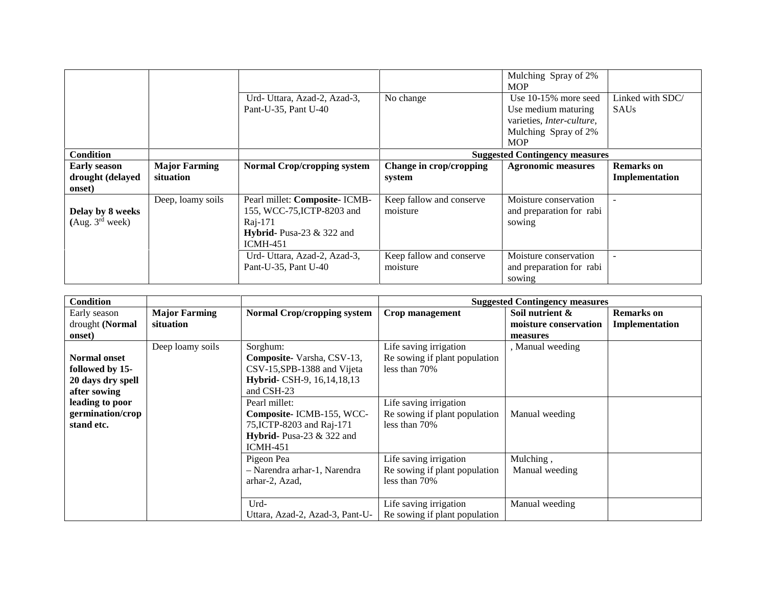| | | | | Mulching Spray of 2% MOP | |
|---|---|---|---|---|---|
| | | Urd- Uttara, Azad-2, Azad-3, Pant-U-35, Pant U-40 | No change | Use 10-15% more seed Use medium maturing varieties, *Inter-culture*, Mulching Spray of 2% MOP | Linked with SDC/ SAUs |

| **Condition** | | | **Suggested Contingency measures** | | |
|---|---|---|---|---|---|
| **Early season drought (delayed onset)** | **Major Farming situation** | **Normal Crop/cropping system** | **Change in crop/cropping system** | **Agronomic measures** | **Remarks on Implementation** |
| **Delay by 8 weeks (**Aug. 3rd week) | Deep, loamy soils | Pearl millet: **Composite-** ICMB-155, WCC-75,ICTP-8203 and Raj-171<br>**Hybrid**- Pusa-23 & 322 and ICMH-451 | Keep fallow and conserve moisture | Moisture conservation and preparation for rabi sowing | - |
| | | Urd- Uttara, Azad-2, Azad-3, Pant-U-35, Pant U-40 | Keep fallow and conserve moisture | Moisture conservation and preparation for rabi sowing | - |

| **Condition** | | | **Suggested Contingency measures** | | |
|---|---|---|---|---|---|
| Early season drought **(Normal onset)** | **Major Farming situation** | **Normal Crop/cropping system** | **Crop management** | **Soil nutrient & moisture conservation measures** | **Remarks on Implementation** |
| **Normal onset followed by 15-20 days dry spell after sowing leading to poor germination/crop stand etc.** | Deep loamy soils | Sorghum:<br>**Composite**- Varsha, CSV-13, CSV-15,SPB-1388 and Vijeta<br>**Hybrid**- CSH-9, 16,14,18,13 and CSH-23 | Life saving irrigation<br>Re sowing if plant population less than 70% | , Manual weeding | |
| | | Pearl millet:<br>**Composite**- ICMB-155, WCC-75,ICTP-8203 and Raj-171<br>**Hybrid**- Pusa-23 & 322 and ICMH-451 | Life saving irrigation<br>Re sowing if plant population less than 70% | Manual weeding | |
| | | Pigeon Pea<br>– Narendra arhar-1, Narendra arhar-2, Azad, | Life saving irrigation<br>Re sowing if plant population less than 70% | Mulching ,<br>Manual weeding | |
| | | Urd-<br>Uttara, Azad-2, Azad-3, Pant-U- | Life saving irrigation<br>Re sowing if plant population | Manual weeding | |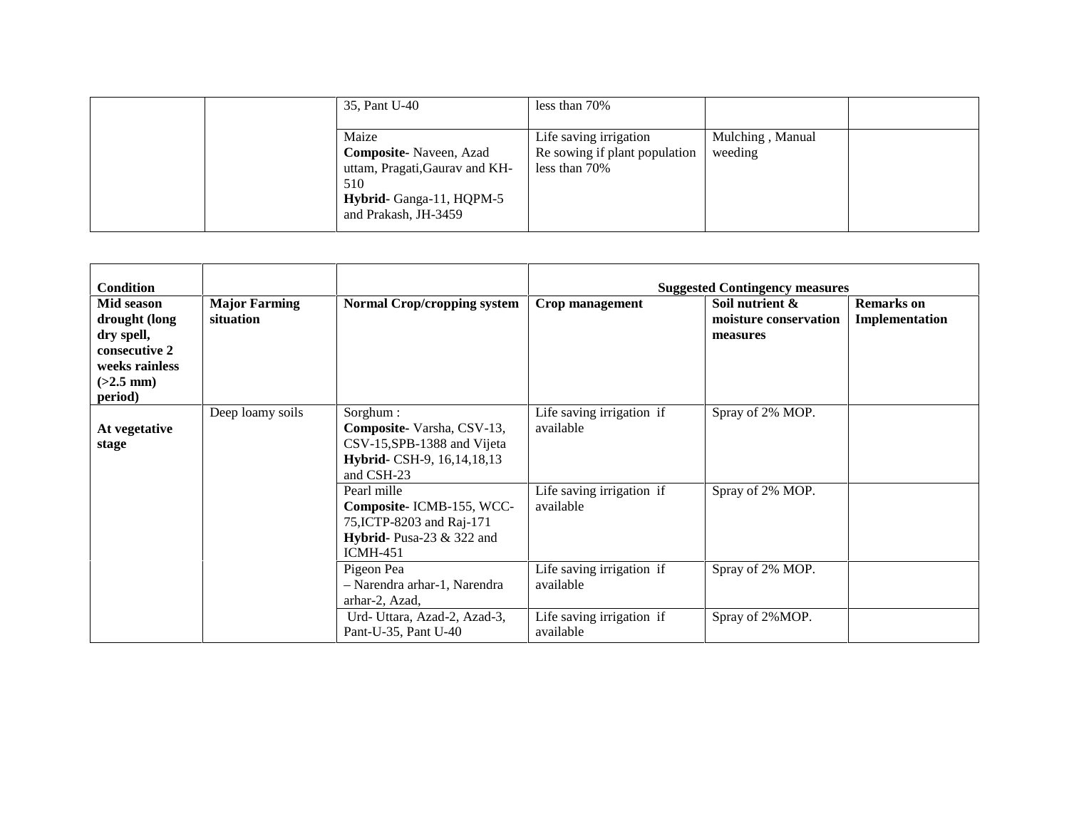| | | | | | |
|---|---|---|---|---|---|
| | | 35, Pant U-40 | less than 70% | | |
| | | Maize<br>**Composite**- Naveen, Azad uttam, Pragati,Gaurav and KH-510<br>**Hybrid**- Ganga-11, HQPM-5 and Prakash, JH-3459 | Life saving irrigation<br>Re sowing if plant population less than 70% | Mulching , Manual weeding | |

| **Condition** | | | **Suggested Contingency measures** | | |
|---|---|---|---|---|---|
| **Mid season drought (long dry spell, consecutive 2 weeks rainless (>2.5 mm) period)** | **Major Farming situation** | **Normal Crop/cropping system** | **Crop management** | **Soil nutrient & moisture conservation measures** | **Remarks on Implementation** |
| **At vegetative stage** | Deep loamy soils | Sorghum :<br>**Composite**- Varsha, CSV-13, CSV-15,SPB-1388 and Vijeta<br>**Hybrid**- CSH-9, 16,14,18,13 and CSH-23 | Life saving irrigation if available | Spray of 2% MOP. | |
| | | Pearl mille<br>**Composite**- ICMB-155, WCC-75,ICTP-8203 and Raj-171<br>**Hybrid**- Pusa-23 & 322 and ICMH-451 | Life saving irrigation if available | Spray of 2% MOP. | |
| | | Pigeon Pea<br>– Narendra arhar-1, Narendra arhar-2, Azad, | Life saving irrigation if available | Spray of 2% MOP. | |
| | | Urd- Uttara, Azad-2, Azad-3, Pant-U-35, Pant U-40 | Life saving irrigation if available | Spray of 2%MOP. | |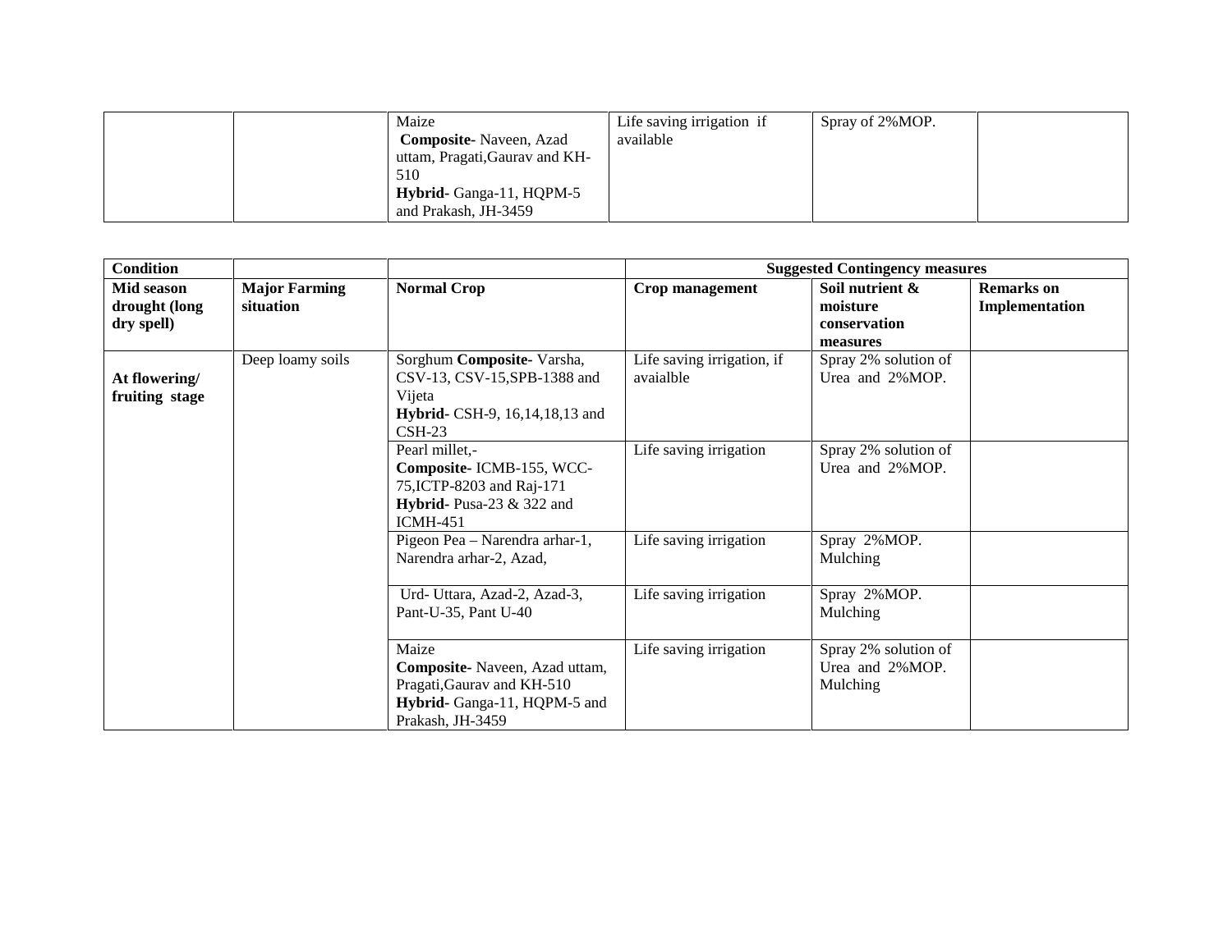| | | Maize<br>**Composite**- Naveen, Azad uttam, Pragati,Gaurav and KH-510<br>**Hybrid**- Ganga-11, HQPM-5 and Prakash, JH-3459 | Life saving irrigation if available | Spray of 2%MOP. | |
|---|---|---|---|---|---|

| **Condition** | | | **Suggested Contingency measures** | | |
|---|---|---|---|---|---|
| **Mid season drought (long dry spell)** | **Major Farming situation** | **Normal Crop** | **Crop management** | **Soil nutrient & moisture conservation measures** | **Remarks on Implementation** |
| **At flowering/ fruiting stage** | Deep loamy soils | Sorghum **Composite**- Varsha, CSV-13, CSV-15,SPB-1388 and Vijeta<br>**Hybrid**- CSH-9, 16,14,18,13 and CSH-23 | Life saving irrigation, if avaialble | Spray 2% solution of Urea and 2%MOP. | |
| | | Pearl millet,-<br>**Composite**- ICMB-155, WCC-75,ICTP-8203 and Raj-171<br>**Hybrid**- Pusa-23 & 322 and ICMH-451 | Life saving irrigation | Spray 2% solution of Urea and 2%MOP. | |
| | | Pigeon Pea – Narendra arhar-1, Narendra arhar-2, Azad, | Life saving irrigation | Spray 2%MOP. Mulching | |
| | | Urd- Uttara, Azad-2, Azad-3, Pant-U-35, Pant U-40 | Life saving irrigation | Spray 2%MOP. Mulching | |
| | | Maize<br>**Composite**- Naveen, Azad uttam, Pragati,Gaurav and KH-510<br>**Hybrid**- Ganga-11, HQPM-5 and Prakash, JH-3459 | Life saving irrigation | Spray 2% solution of Urea and 2%MOP. Mulching | |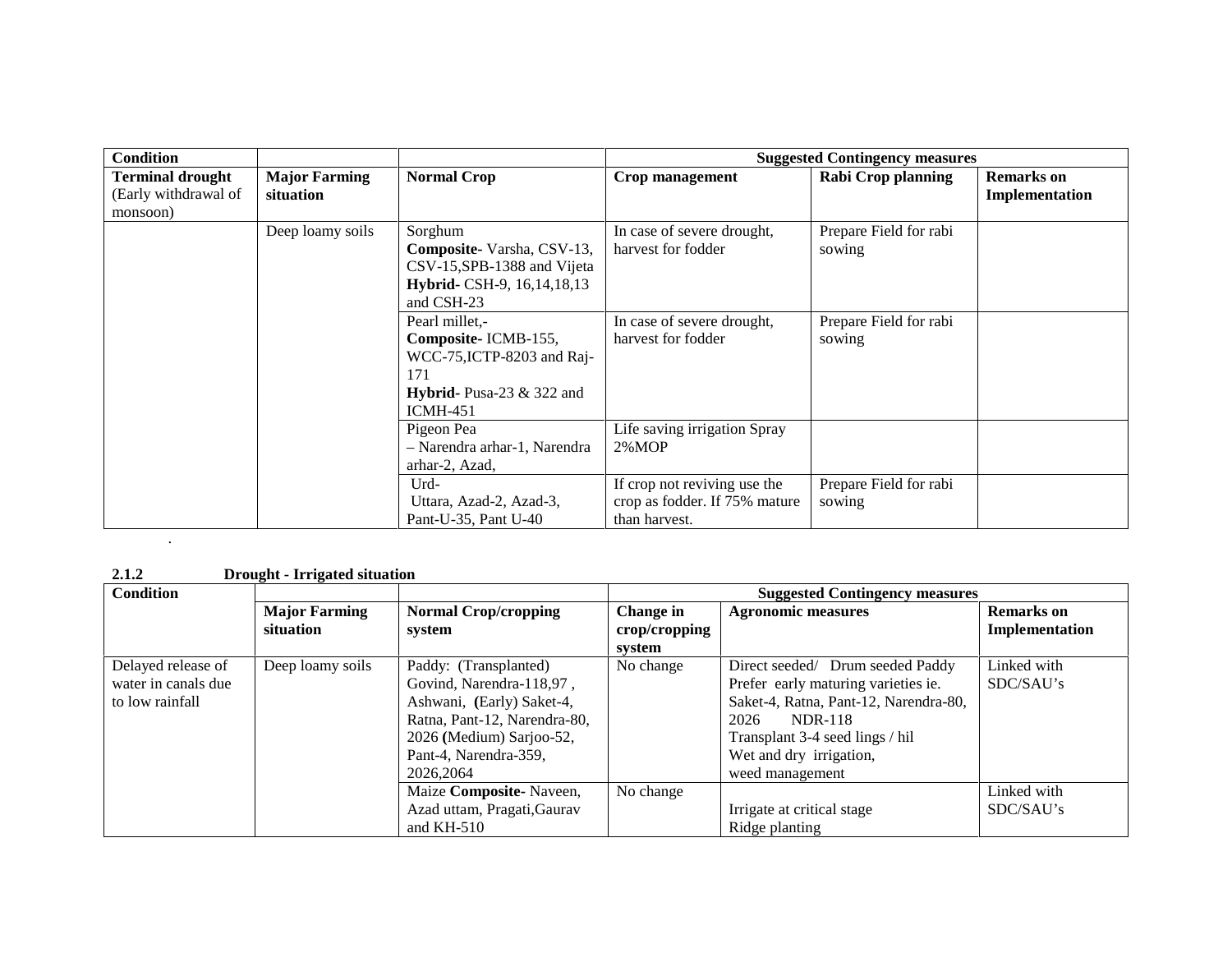| Condition | | | Suggested Contingency measures | | |
|---|---|---|---|---|---|
| **Terminal drought** (Early withdrawal of monsoon) | **Major Farming situation** | **Normal Crop** | **Crop management** | **Rabi Crop planning** | **Remarks on Implementation** |
| | Deep loamy soils | Sorghum **Composite**- Varsha, CSV-13, CSV-15,SPB-1388 and Vijeta **Hybrid**- CSH-9, 16,14,18,13 and CSH-23 | In case of severe drought, harvest for fodder | Prepare Field for rabi sowing | |
| | | Pearl millet,- **Composite**- ICMB-155, WCC-75,ICTP-8203 and Raj-171 **Hybrid**- Pusa-23 & 322 and ICMH-451 | In case of severe drought, harvest for fodder | Prepare Field for rabi sowing | |
| | | Pigeon Pea – Narendra arhar-1, Narendra arhar-2, Azad, | Life saving irrigation Spray 2%MOP | | |
| | | Urd- Uttara, Azad-2, Azad-3, Pant-U-35, Pant U-40 | If crop not reviving use the crop as fodder. If 75% mature than harvest. | Prepare Field for rabi sowing | |

.

**2.1.2 Drought - Irrigated situation**

| Condition | | | Suggested Contingency measures | | |
|---|---|---|---|---|---|
| | **Major Farming situation** | **Normal Crop/cropping system** | **Change in crop/cropping system** | **Agronomic measures** | **Remarks on Implementation** |
| Delayed release of water in canals due to low rainfall | Deep loamy soils | Paddy: (Transplanted) Govind, Narendra-118,97 , Ashwani, **(**Early) Saket-4, Ratna, Pant-12, Narendra-80, 2026 **(**Medium) Sarjoo-52, Pant-4, Narendra-359, 2026,2064 | No change | Direct seeded/ Drum seeded Paddy Prefer early maturing varieties ie. Saket-4, Ratna, Pant-12, Narendra-80, 2026 NDR-118 Transplant 3-4 seed lings / hil Wet and dry irrigation, weed management | Linked with SDC/SAU's |
| | | Maize **Composite**- Naveen, Azad uttam, Pragati,Gaurav and KH-510 | No change | Irrigate at critical stage Ridge planting | Linked with SDC/SAU's |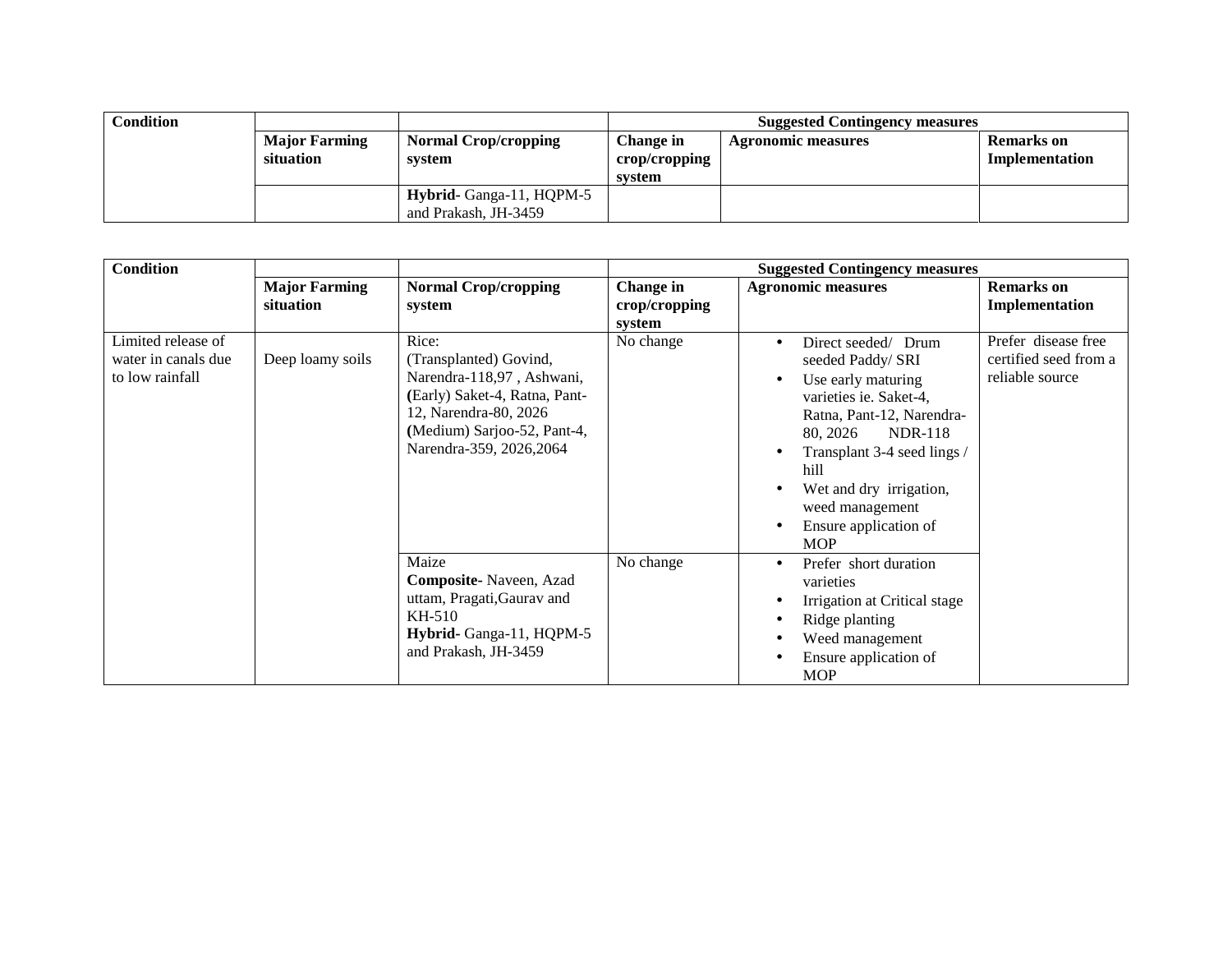| Condition | | | Suggested Contingency measures | | |
|---|---|---|---|---|---|
| | Major Farming situation | Normal Crop/cropping system | Change in crop/cropping system | Agronomic measures | Remarks on Implementation |
| | | **Hybrid**- Ganga-11, HQPM-5 and Prakash, JH-3459 | | | |

| Condition | | | Suggested Contingency measures | | |
|---|---|---|---|---|---|
| | Major Farming situation | Normal Crop/cropping system | Change in crop/cropping system | Agronomic measures | Remarks on Implementation |
| Limited release of water in canals due to low rainfall | Deep loamy soils | Rice:<br>(Transplanted) Govind, Narendra-118,97 , Ashwani,<br>**(**Early) Saket-4, Ratna, Pant-12, Narendra-80, 2026<br>**(**Medium) Sarjoo-52, Pant-4, Narendra-359, 2026,2064 | No change | • Direct seeded/ Drum seeded Paddy/ SRI<br>• Use early maturing varieties ie. Saket-4, Ratna, Pant-12, Narendra-80, 2026 NDR-118<br>• Transplant 3-4 seed lings / hill<br>• Wet and dry irrigation, weed management<br>• Ensure application of MOP | Prefer disease free certified seed from a reliable source |
| | | Maize<br>**Composite**- Naveen, Azad uttam, Pragati,Gaurav and KH-510<br>**Hybrid**- Ganga-11, HQPM-5 and Prakash, JH-3459 | No change | • Prefer short duration varieties<br>• Irrigation at Critical stage<br>• Ridge planting<br>• Weed management<br>• Ensure application of MOP | |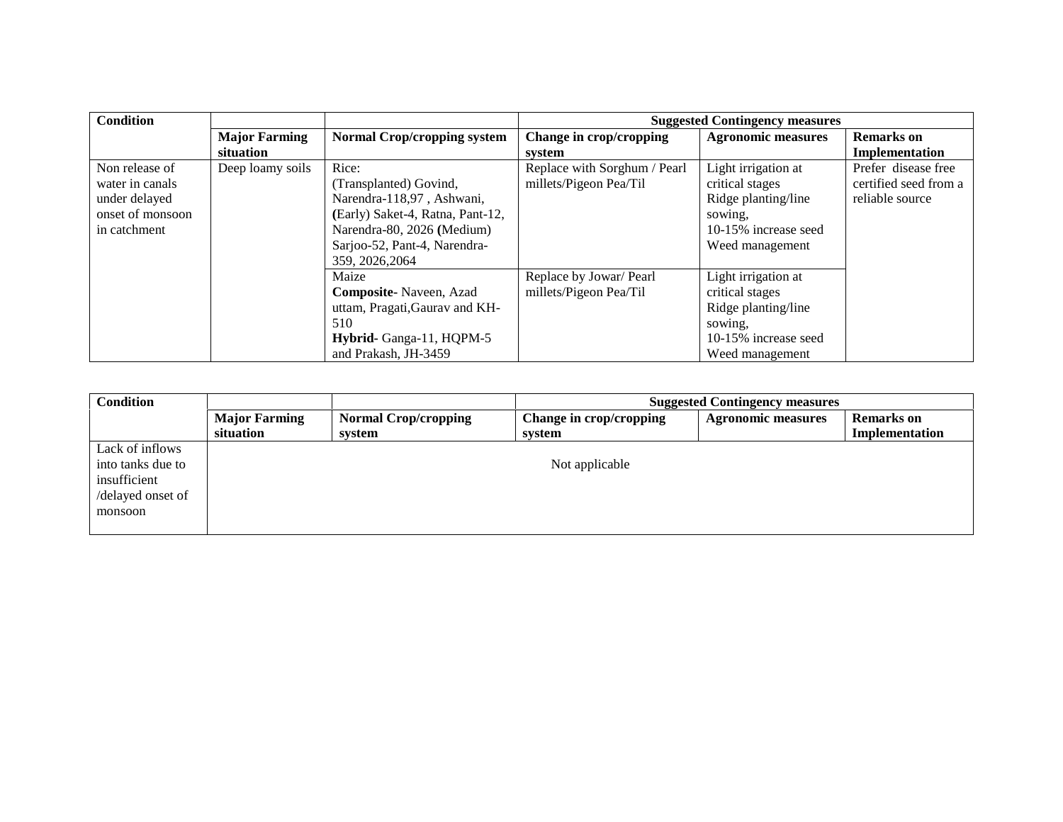| Condition | | | Suggested Contingency measures | | |
|---|---|---|---|---|---|
| | Major Farming situation | Normal Crop/cropping system | Change in crop/cropping system | Agronomic measures | Remarks on Implementation |
| Non release of water in canals under delayed onset of monsoon in catchment | Deep loamy soils | Rice:<br>(Transplanted) Govind, Narendra-118,97 , Ashwani, **(**Early) Saket-4, Ratna, Pant-12, Narendra-80, 2026 **(**Medium) Sarjoo-52, Pant-4, Narendra-359, 2026,2064 | Replace with Sorghum / Pearl millets/Pigeon Pea/Til | Light irrigation at critical stages<br>Ridge planting/line sowing,<br>10-15% increase seed<br>Weed management | Prefer disease free certified seed from a reliable source |
| | | Maize<br>**Composite**- Naveen, Azad uttam, Pragati,Gaurav and KH-510<br>**Hybrid**- Ganga-11, HQPM-5 and Prakash, JH-3459 | Replace by Jowar/ Pearl millets/Pigeon Pea/Til | Light irrigation at critical stages<br>Ridge planting/line sowing,<br>10-15% increase seed<br>Weed management | |

| Condition | | | Suggested Contingency measures | | |
|---|---|---|---|---|---|
| | Major Farming situation | Normal Crop/cropping system | Change in crop/cropping system | Agronomic measures | Remarks on Implementation |
| Lack of inflows into tanks due to insufficient /delayed onset of monsoon | Not applicable | | | | |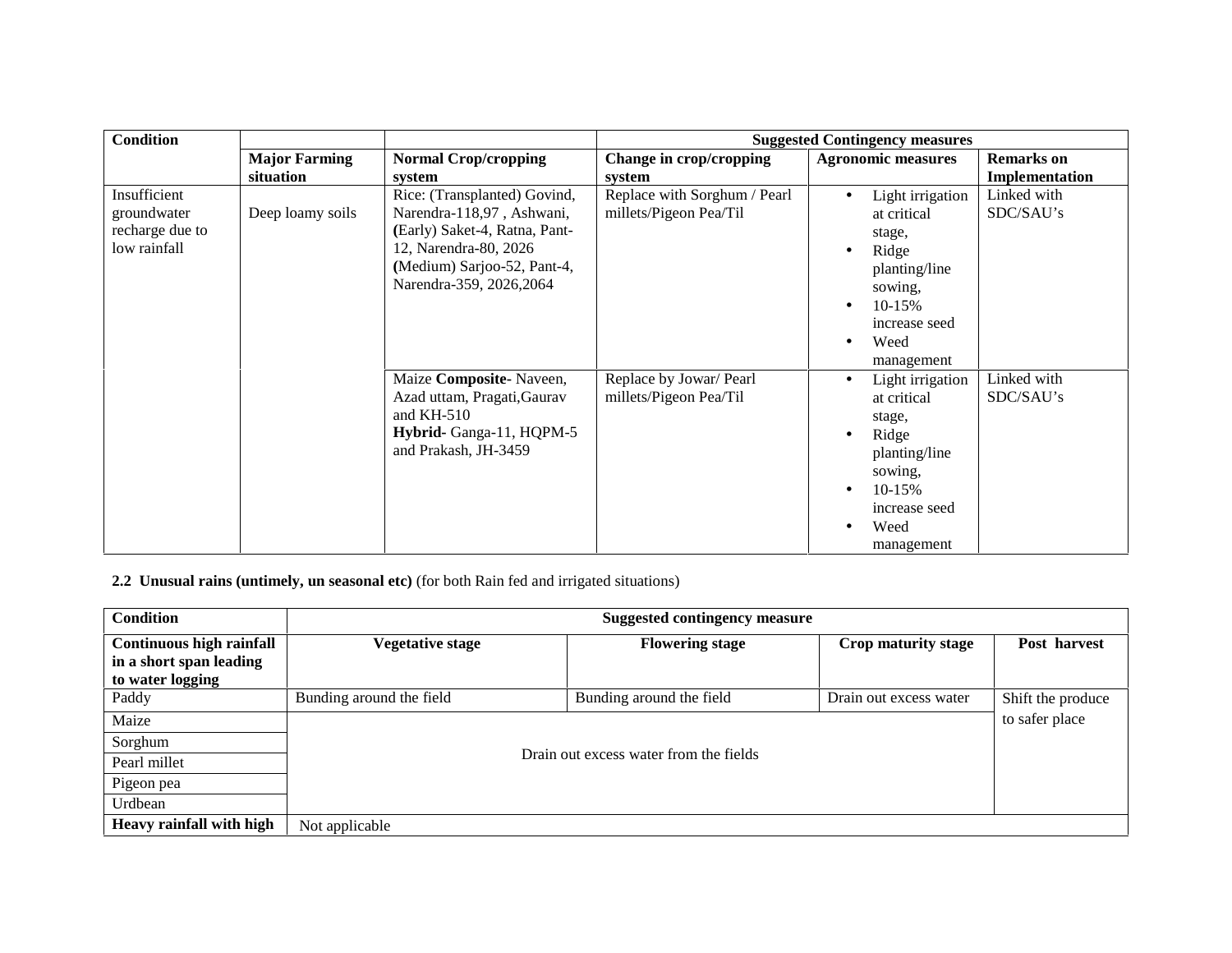| Condition | | | Suggested Contingency measures | | |
|---|---|---|---|---|---|
| | Major Farming situation | Normal Crop/cropping system | Change in crop/cropping system | Agronomic measures | Remarks on Implementation |
| Insufficient groundwater recharge due to low rainfall | Deep loamy soils | Rice: (Transplanted) Govind, Narendra-118,97 , Ashwani, (Early) Saket-4, Ratna, Pant-12, Narendra-80, 2026 (Medium) Sarjoo-52, Pant-4, Narendra-359, 2026,2064 | Replace with Sorghum / Pearl millets/Pigeon Pea/Til | • Light irrigation at critical stage,<br>• Ridge planting/line sowing,<br>• 10-15% increase seed<br>• Weed management | Linked with SDC/SAU's |
| | | Maize **Composite-** Naveen, Azad uttam, Pragati,Gaurav and KH-510<br>**Hybrid**- Ganga-11, HQPM-5 and Prakash, JH-3459 | Replace by Jowar/ Pearl millets/Pigeon Pea/Til | • Light irrigation at critical stage,<br>• Ridge planting/line sowing,<br>• 10-15% increase seed<br>• Weed management | Linked with SDC/SAU's |

### 2.2 Unusual rains (untimely, un seasonal etc) (for both Rain fed and irrigated situations)

| Condition | Suggested contingency measure | | | |
|---|---|---|---|---|
| **Continuous high rainfall in a short span leading to water logging** | **Vegetative stage** | **Flowering stage** | **Crop maturity stage** | **Post harvest** |
| Paddy | Bunding around the field | Bunding around the field | Drain out excess water | Shift the produce to safer place |
| Maize | Drain out excess water from the fields | | | |
| Sorghum | | | | |
| Pearl millet | | | | |
| Pigeon pea | | | | |
| Urdbean | | | | |
| **Heavy rainfall with high** | Not applicable | | | |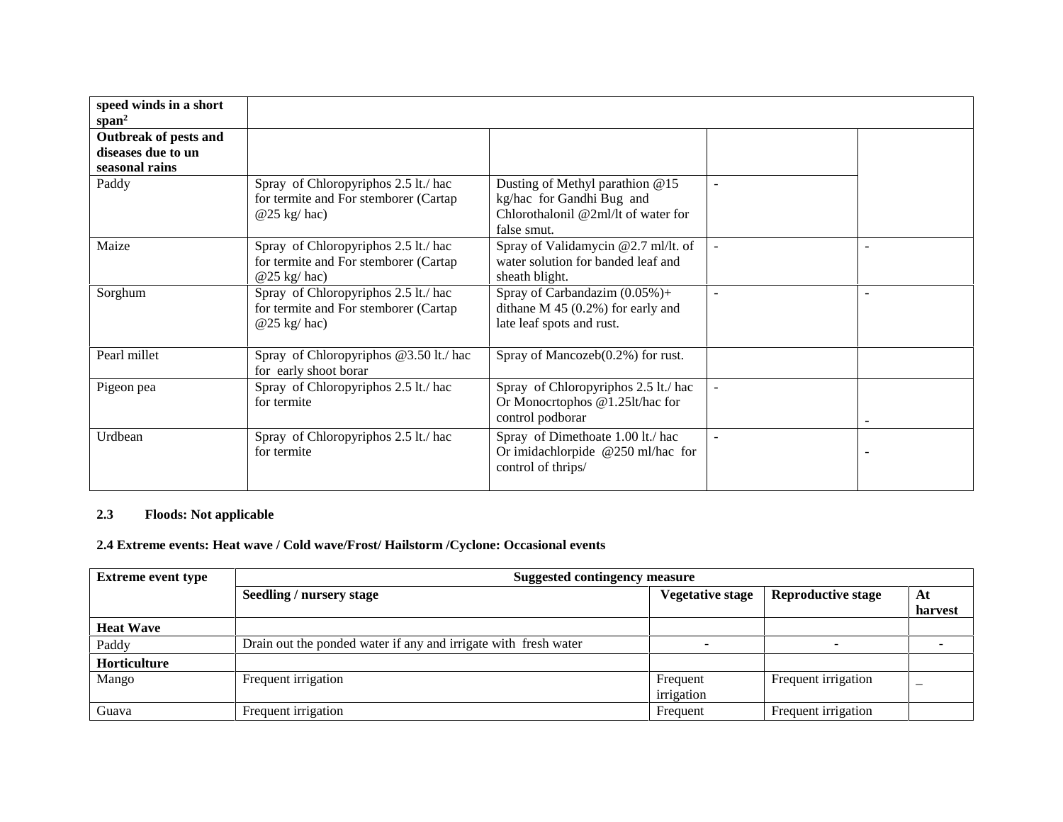| speed winds in a short span[2] | | | | |
|---|---|---|---|---|
| **Outbreak of pests and diseases due to un seasonal rains** | | | | |
| Paddy | Spray of Chloropyriphos 2.5 lt./ hac for termite and For stemborer (Cartap @25 kg/ hac) | Dusting of Methyl parathion @15 kg/hac for Gandhi Bug and Chlorothalonil @2ml/lt of water for false smut. | - | |
| Maize | Spray of Chloropyriphos 2.5 lt./ hac for termite and For stemborer (Cartap @25 kg/ hac) | Spray of Validamycin @2.7 ml/lt. of water solution for banded leaf and sheath blight. | - | - |
| Sorghum | Spray of Chloropyriphos 2.5 lt./ hac for termite and For stemborer (Cartap @25 kg/ hac) | Spray of Carbandazim (0.05%)+ dithane M 45 (0.2%) for early and late leaf spots and rust. | - | - |
| Pearl millet | Spray of Chloropyriphos @3.50 lt./ hac for early shoot borar | Spray of Mancozeb(0.2%) for rust. | | |
| Pigeon pea | Spray of Chloropyriphos 2.5 lt./ hac for termite | Spray of Chloropyriphos 2.5 lt./ hac Or Monocrtophos @1.25lt/hac for control podborar | - | - |
| Urdbean | Spray of Chloropyriphos 2.5 lt./ hac for termite | Spray of Dimethoate 1.00 lt./ hac Or imidachlorpide @250 ml/hac for control of thrips/ | - | - |

**2.3 Floods: Not applicable**

**2.4 Extreme events: Heat wave / Cold wave/Frost/ Hailstorm /Cyclone: Occasional events**

| Extreme event type | Suggested contingency measure | | | |
|---|---|---|---|---|
| | **Seedling / nursery stage** | **Vegetative stage** | **Reproductive stage** | **At harvest** |
| **Heat Wave** | | | | |
| Paddy | Drain out the ponded water if any and irrigate with fresh water | - | - | - |
| **Horticulture** | | | | |
| Mango | Frequent irrigation | Frequent irrigation | Frequent irrigation | – |
| Guava | Frequent irrigation | Frequent | Frequent irrigation | |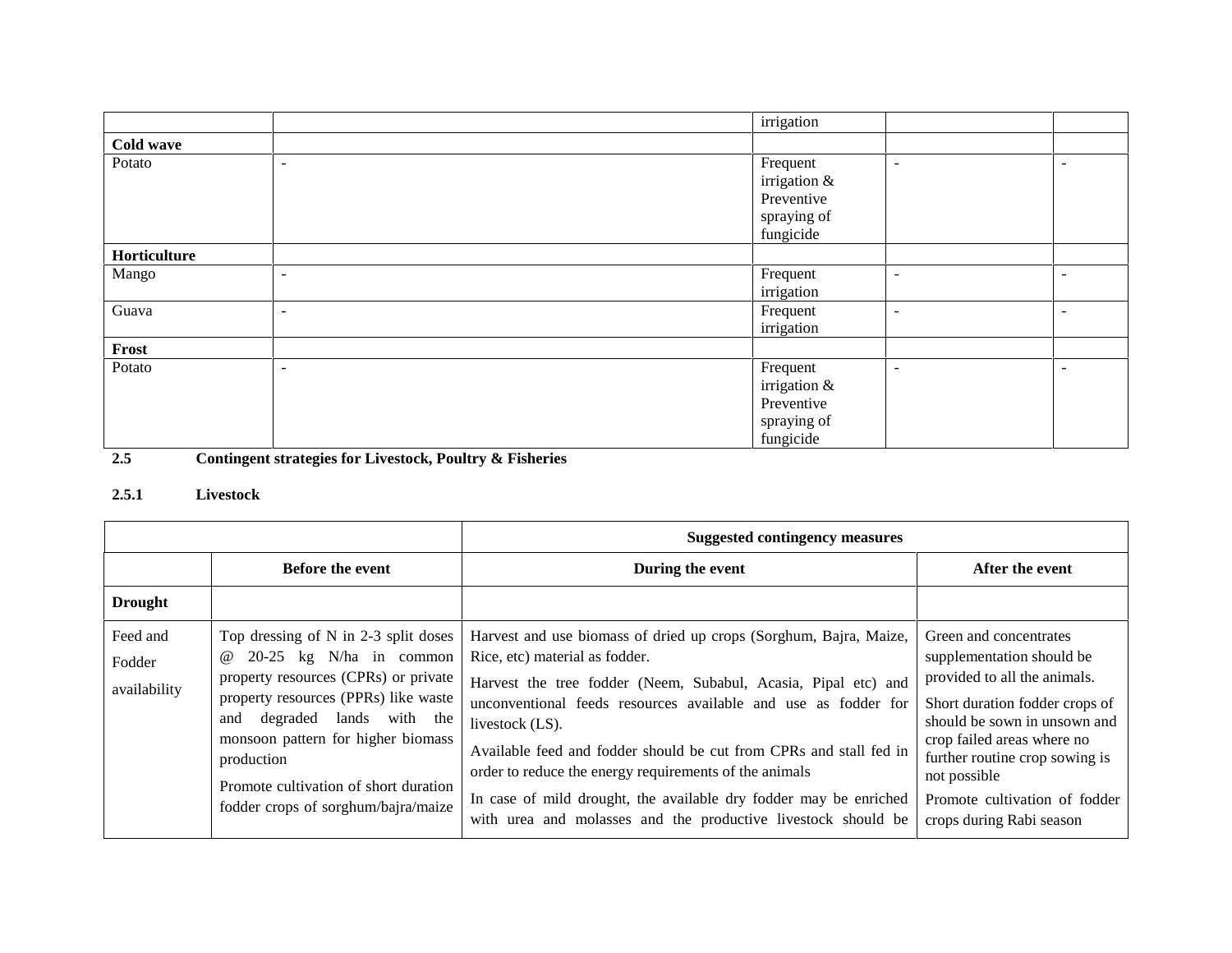| | | | | |
|---|---|---|---|---|
| | | irrigation | | |
| **Cold wave** | | | | |
| Potato | - | Frequent irrigation & Preventive spraying of fungicide | - | - |
| **Horticulture** | | | | |
| Mango | - | Frequent irrigation | - | - |
| Guava | - | Frequent irrigation | - | - |
| **Frost** | | | | |
| Potato | - | Frequent irrigation & Preventive spraying of fungicide | - | - |

**2.5 Contingent strategies for Livestock, Poultry & Fisheries**

**2.5.1 Livestock**

| | Suggested contingency measures | | |
|---|---|---|---|
| | **Before the event** | **During the event** | **After the event** |
| **Drought** | | | |
| Feed and Fodder availability | Top dressing of N in 2-3 split doses @ 20-25 kg N/ha in common property resources (CPRs) or private property resources (PPRs) like waste and degraded lands with the monsoon pattern for higher biomass production<br><br>Promote cultivation of short duration fodder crops of sorghum/bajra/maize | Harvest and use biomass of dried up crops (Sorghum, Bajra, Maize, Rice, etc) material as fodder.<br><br>Harvest the tree fodder (Neem, Subabul, Acasia, Pipal etc) and unconventional feeds resources available and use as fodder for livestock (LS).<br><br>Available feed and fodder should be cut from CPRs and stall fed in order to reduce the energy requirements of the animals<br><br>In case of mild drought, the available dry fodder may be enriched with urea and molasses and the productive livestock should be | Green and concentrates supplementation should be provided to all the animals.<br><br>Short duration fodder crops of should be sown in unsown and crop failed areas where no further routine crop sowing is not possible<br><br>Promote cultivation of fodder crops during Rabi season |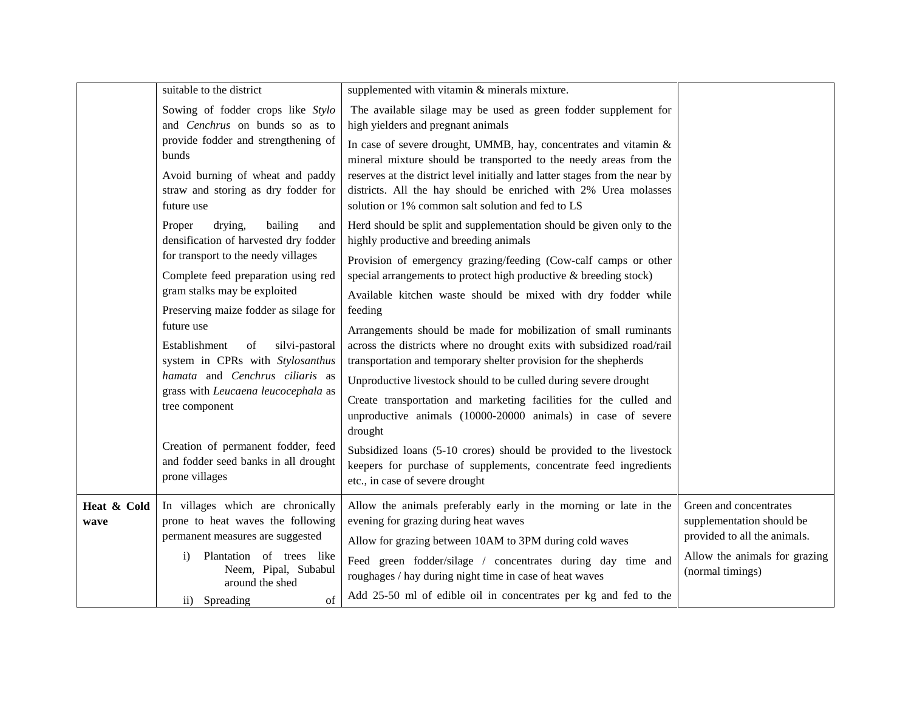| | | | |
|---|---|---|---|
| | suitable to the district<br>Sowing of fodder crops like *Stylo* and *Cenchrus* on bunds so as to provide fodder and strengthening of bunds<br>Avoid burning of wheat and paddy straw and storing as dry fodder for future use<br>Proper drying, bailing and densification of harvested dry fodder for transport to the needy villages<br>Complete feed preparation using red gram stalks may be exploited<br>Preserving maize fodder as silage for future use<br>Establishment of silvi-pastoral system in CPRs with *Stylosanthus hamata* and *Cenchrus ciliaris* as grass with *Leucaena leucocephala* as tree component<br>Creation of permanent fodder, feed and fodder seed banks in all drought prone villages | supplemented with vitamin & minerals mixture.<br>The available silage may be used as green fodder supplement for high yielders and pregnant animals<br>In case of severe drought, UMMB, hay, concentrates and vitamin & mineral mixture should be transported to the needy areas from the reserves at the district level initially and latter stages from the near by districts. All the hay should be enriched with 2% Urea molasses solution or 1% common salt solution and fed to LS<br>Herd should be split and supplementation should be given only to the highly productive and breeding animals<br>Provision of emergency grazing/feeding (Cow-calf camps or other special arrangements to protect high productive & breeding stock)<br>Available kitchen waste should be mixed with dry fodder while feeding<br>Arrangements should be made for mobilization of small ruminants across the districts where no drought exits with subsidized road/rail transportation and temporary shelter provision for the shepherds<br>Unproductive livestock should to be culled during severe drought<br>Create transportation and marketing facilities for the culled and unproductive animals (10000-20000 animals) in case of severe drought<br>Subsidized loans (5-10 crores) should be provided to the livestock keepers for purchase of supplements, concentrate feed ingredients etc., in case of severe drought | |
| **Heat & Cold wave** | In villages which are chronically prone to heat waves the following permanent measures are suggested<br>i) Plantation of trees like Neem, Pipal, Subabul around the shed<br>ii) Spreading of | Allow the animals preferably early in the morning or late in the evening for grazing during heat waves<br>Allow for grazing between 10AM to 3PM during cold waves<br>Feed green fodder/silage / concentrates during day time and roughages / hay during night time in case of heat waves<br>Add 25-50 ml of edible oil in concentrates per kg and fed to the | Green and concentrates supplementation should be provided to all the animals.<br>Allow the animals for grazing (normal timings) |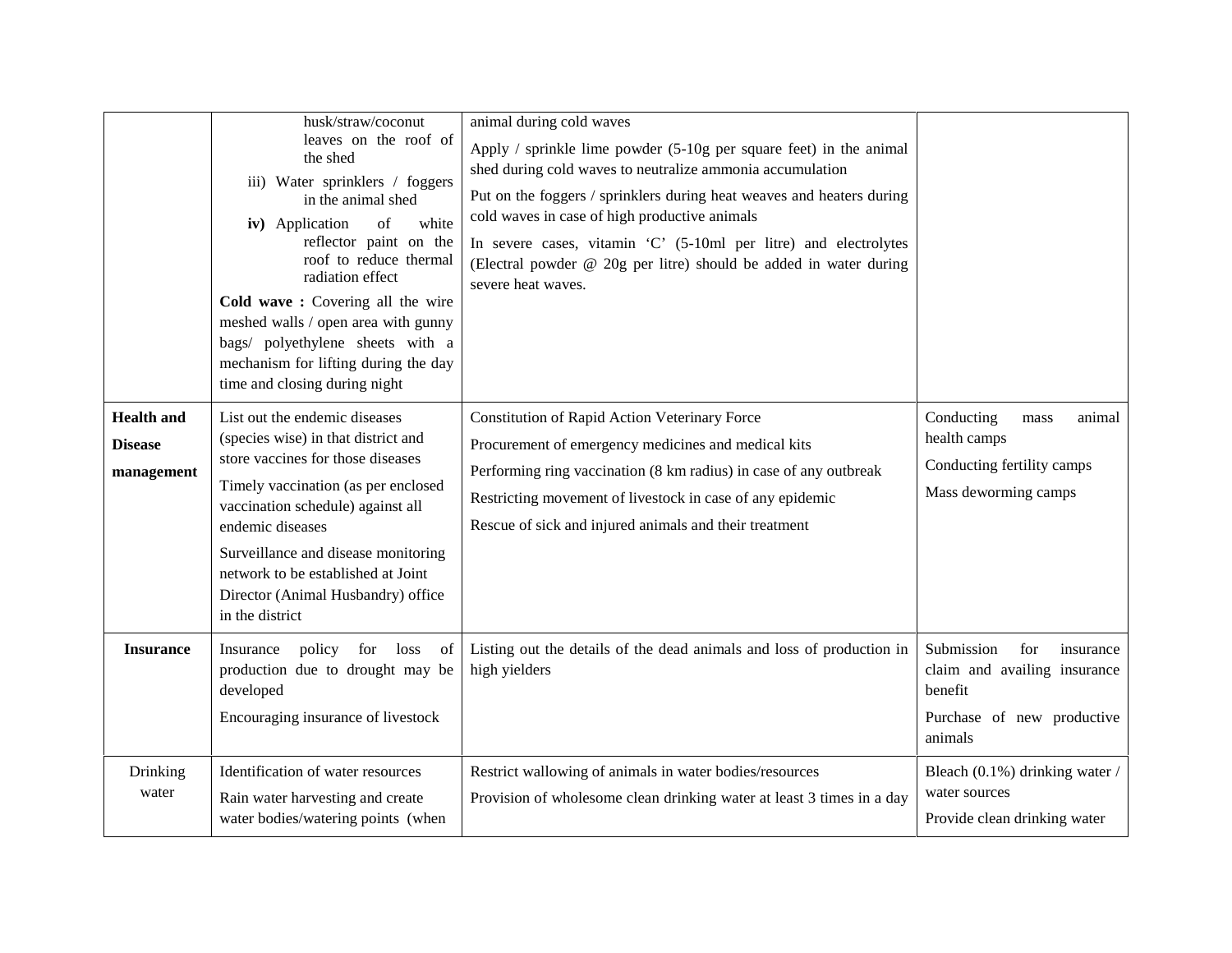| | | | |
|---|---|---|---|
| | husk/straw/coconut leaves on the roof of the shed<br>iii) Water sprinklers / foggers in the animal shed<br>**iv)** Application of white reflector paint on the roof to reduce thermal radiation effect<br>**Cold wave :** Covering all the wire meshed walls / open area with gunny bags/ polyethylene sheets with a mechanism for lifting during the day time and closing during night | animal during cold waves<br>Apply / sprinkle lime powder (5-10g per square feet) in the animal shed during cold waves to neutralize ammonia accumulation<br>Put on the foggers / sprinklers during heat weaves and heaters during cold waves in case of high productive animals<br>In severe cases, vitamin 'C' (5-10ml per litre) and electrolytes (Electral powder @ 20g per litre) should be added in water during severe heat waves. | |
| **Health and Disease management** | List out the endemic diseases (species wise) in that district and store vaccines for those diseases<br>Timely vaccination (as per enclosed vaccination schedule) against all endemic diseases<br>Surveillance and disease monitoring network to be established at Joint Director (Animal Husbandry) office in the district | Constitution of Rapid Action Veterinary Force<br>Procurement of emergency medicines and medical kits<br>Performing ring vaccination (8 km radius) in case of any outbreak<br>Restricting movement of livestock in case of any epidemic<br>Rescue of sick and injured animals and their treatment | Conducting mass animal health camps<br>Conducting fertility camps<br>Mass deworming camps |
| **Insurance** | Insurance policy for loss of production due to drought may be developed<br>Encouraging insurance of livestock | Listing out the details of the dead animals and loss of production in high yielders | Submission for insurance claim and availing insurance benefit<br>Purchase of new productive animals |
| Drinking water | Identification of water resources<br>Rain water harvesting and create water bodies/watering points (when | Restrict wallowing of animals in water bodies/resources<br>Provision of wholesome clean drinking water at least 3 times in a day | Bleach (0.1%) drinking water / water sources<br>Provide clean drinking water |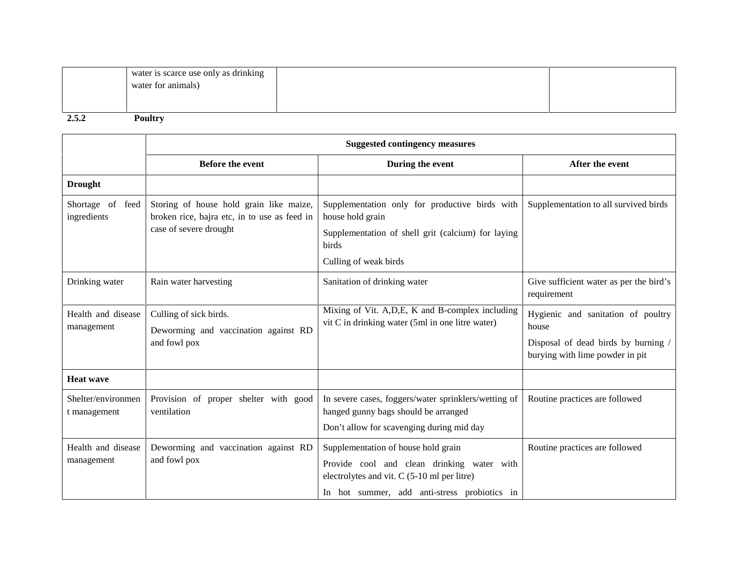| | water is scarce use only as drinking water for animals) | | |
|---|---|---|---|

**2.5.2 Poultry**

| | Suggested contingency measures | | |
|---|---|---|---|
| | **Before the event** | **During the event** | **After the event** |
| **Drought** | | | |
| Shortage of feed ingredients | Storing of house hold grain like maize, broken rice, bajra etc, in to use as feed in case of severe drought | Supplementation only for productive birds with house hold grain<br>Supplementation of shell grit (calcium) for laying birds<br>Culling of weak birds | Supplementation to all survived birds |
| Drinking water | Rain water harvesting | Sanitation of drinking water | Give sufficient water as per the bird's requirement |
| Health and disease management | Culling of sick birds.<br>Deworming and vaccination against RD and fowl pox | Mixing of Vit. A,D,E, K and B-complex including vit C in drinking water (5ml in one litre water) | Hygienic and sanitation of poultry house<br>Disposal of dead birds by burning / burying with lime powder in pit |
| **Heat wave** | | | |
| Shelter/environment management | Provision of proper shelter with good ventilation | In severe cases, foggers/water sprinklers/wetting of hanged gunny bags should be arranged<br>Don't allow for scavenging during mid day | Routine practices are followed |
| Health and disease management | Deworming and vaccination against RD and fowl pox | Supplementation of house hold grain<br>Provide cool and clean drinking water with electrolytes and vit. C (5-10 ml per litre)<br>In hot summer, add anti-stress probiotics in | Routine practices are followed |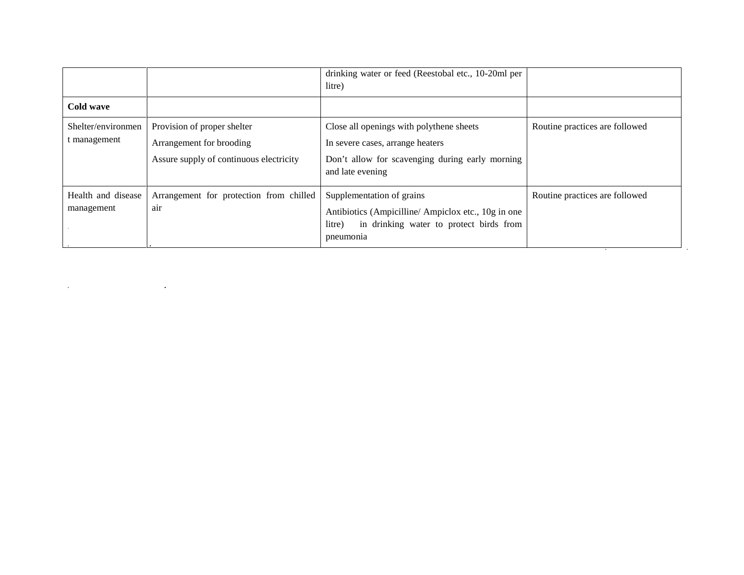| | | | |
|---|---|---|---|
| | | drinking water or feed (Reestobal etc., 10-20ml per litre) | |
| **Cold wave** | | | |
| Shelter/environment management | Provision of proper shelter<br>Arrangement for brooding<br>Assure supply of continuous electricity | Close all openings with polythene sheets<br>In severe cases, arrange heaters<br>Don't allow for scavenging during early morning and late evening | Routine practices are followed |
| Health and disease management | Arrangement for protection from chilled air | Supplementation of grains<br>Antibiotics (Ampicilline/ Ampiclox etc., 10g in one litre) in drinking water to protect birds from pneumonia | Routine practices are followed |